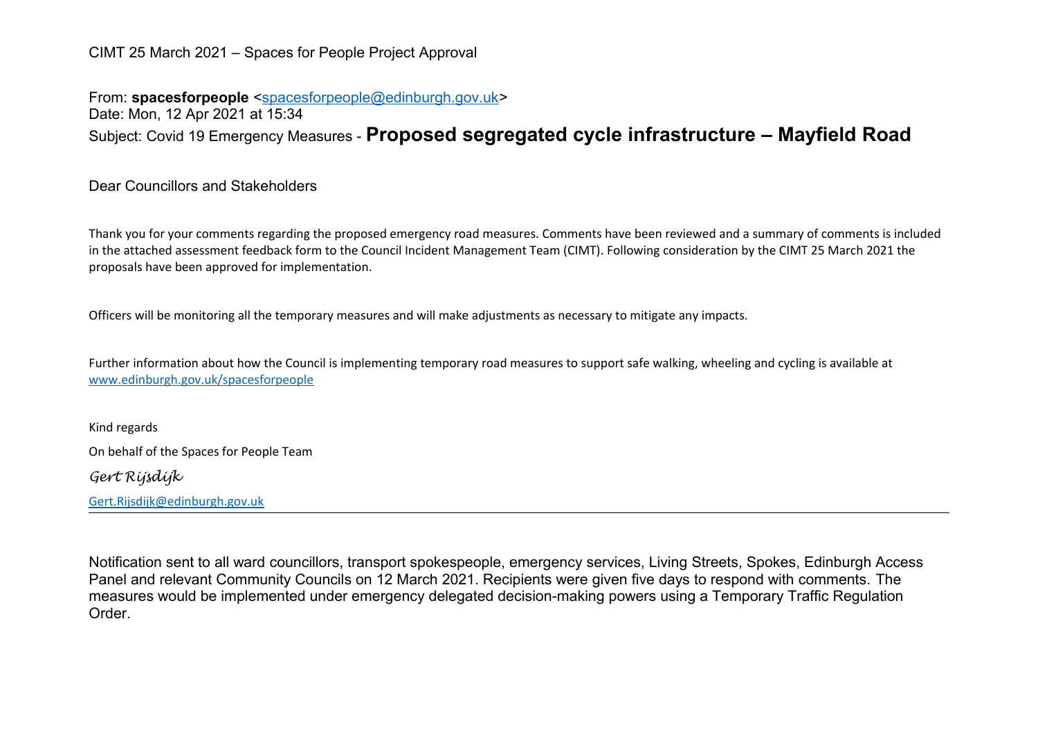CIMT 25 March 2021 – Spaces for People Project Approval

From: **spacesforpeople** <spacesforpeople@edinburgh.gov.uk>
Date: Mon, 12 Apr 2021 at 15:34
Subject: Covid 19 Emergency Measures - **Proposed segregated cycle infrastructure – Mayfield Road**

Dear Councillors and Stakeholders

Thank you for your comments regarding the proposed emergency road measures. Comments have been reviewed and a summary of comments is included in the attached assessment feedback form to the Council Incident Management Team (CIMT). Following consideration by the CIMT 25 March 2021 the proposals have been approved for implementation.

Officers will be monitoring all the temporary measures and will make adjustments as necessary to mitigate any impacts.

Further information about how the Council is implementing temporary road measures to support safe walking, wheeling and cycling is available at www.edinburgh.gov.uk/spacesforpeople

Kind regards

On behalf of the Spaces for People Team

*Gert Rijsdijk*

Gert.Rijsdijk@edinburgh.gov.uk

---

Notification sent to all ward councillors, transport spokespeople, emergency services, Living Streets, Spokes, Edinburgh Access Panel and relevant Community Councils on 12 March 2021. Recipients were given five days to respond with comments. The measures would be implemented under emergency delegated decision-making powers using a Temporary Traffic Regulation Order.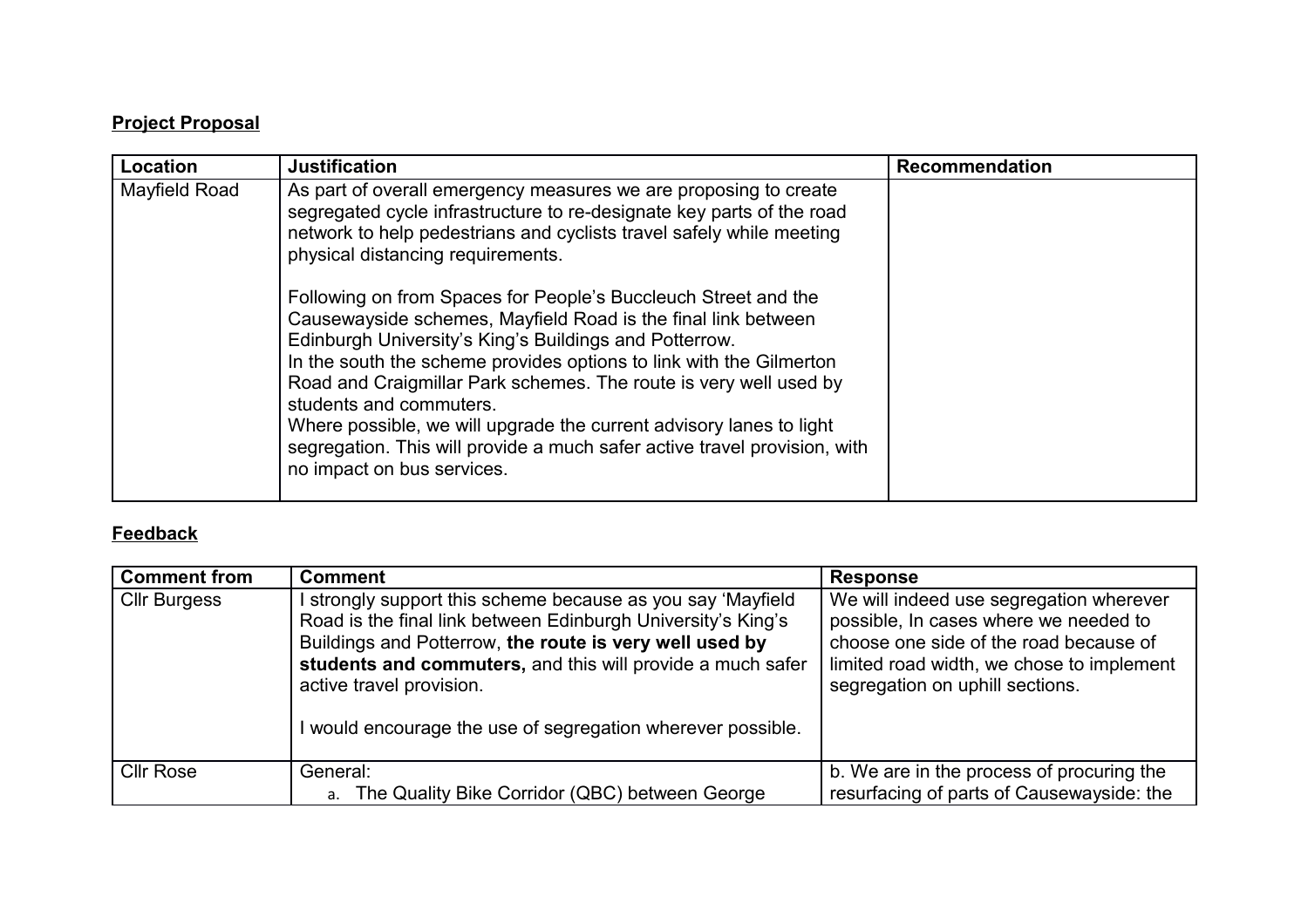**Project Proposal**

| Location | Justification | Recommendation |
|---|---|---|
| Mayfield Road | As part of overall emergency measures we are proposing to create segregated cycle infrastructure to re-designate key parts of the road network to help pedestrians and cyclists travel safely while meeting physical distancing requirements.<br><br>Following on from Spaces for People's Buccleuch Street and the Causewayside schemes, Mayfield Road is the final link between Edinburgh University's King's Buildings and Potterrow.<br>In the south the scheme provides options to link with the Gilmerton Road and Craigmillar Park schemes. The route is very well used by students and commuters.<br>Where possible, we will upgrade the current advisory lanes to light segregation. This will provide a much safer active travel provision, with no impact on bus services. | |

**Feedback**

| Comment from | Comment | Response |
|---|---|---|
| Cllr Burgess | I strongly support this scheme because as you say 'Mayfield Road is the final link between Edinburgh University's King's Buildings and Potterrow, **the route is very well used by students and commuters,** and this will provide a much safer active travel provision.<br><br>I would encourage the use of segregation wherever possible. | We will indeed use segregation wherever possible, In cases where we needed to choose one side of the road because of limited road width, we chose to implement segregation on uphill sections. |
| Cllr Rose | General:<br>a. The Quality Bike Corridor (QBC) between George | b. We are in the process of procuring the resurfacing of parts of Causewayside: the |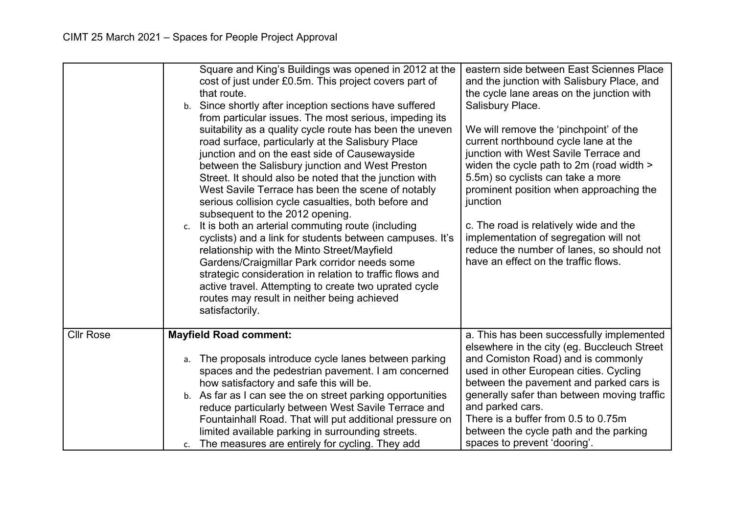| | | |
|---|---|---|
| | Square and King's Buildings was opened in 2012 at the cost of just under £0.5m. This project covers part of that route.<br>b. Since shortly after inception sections have suffered from particular issues. The most serious, impeding its suitability as a quality cycle route has been the uneven road surface, particularly at the Salisbury Place junction and on the east side of Causewayside between the Salisbury junction and West Preston Street. It should also be noted that the junction with West Savile Terrace has been the scene of notably serious collision cycle casualties, both before and subsequent to the 2012 opening.<br>c. It is both an arterial commuting route (including cyclists) and a link for students between campuses. It's relationship with the Minto Street/Mayfield Gardens/Craigmillar Park corridor needs some strategic consideration in relation to traffic flows and active travel. Attempting to create two uprated cycle routes may result in neither being achieved satisfactorily. | eastern side between East Sciennes Place and the junction with Salisbury Place, and the cycle lane areas on the junction with Salisbury Place.<br><br>We will remove the 'pinchpoint' of the current northbound cycle lane at the junction with West Savile Terrace and widen the cycle path to 2m (road width > 5.5m) so cyclists can take a more prominent position when approaching the junction<br><br>c. The road is relatively wide and the implementation of segregation will not reduce the number of lanes, so should not have an effect on the traffic flows. |
| Cllr Rose | **Mayfield Road comment:**<br><br>a. The proposals introduce cycle lanes between parking spaces and the pedestrian pavement. I am concerned how satisfactory and safe this will be.<br>b. As far as I can see the on street parking opportunities reduce particularly between West Savile Terrace and Fountainhall Road. That will put additional pressure on limited available parking in surrounding streets.<br>c. The measures are entirely for cycling. They add | a. This has been successfully implemented elsewhere in the city (eg. Buccleuch Street and Comiston Road) and is commonly used in other European cities. Cycling between the pavement and parked cars is generally safer than between moving traffic and parked cars.<br>There is a buffer from 0.5 to 0.75m between the cycle path and the parking spaces to prevent 'dooring'. |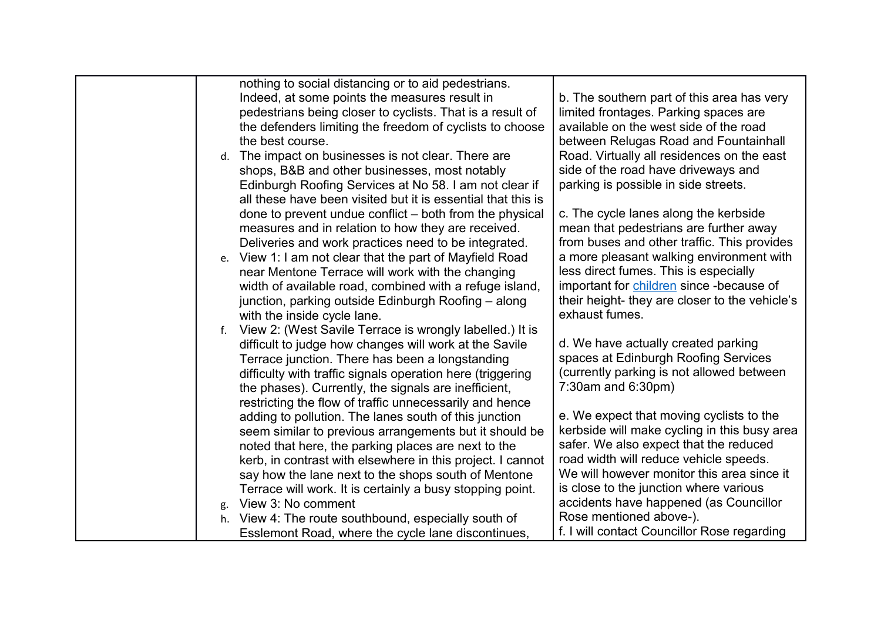| | | |
|---|---|---|
| | nothing to social distancing or to aid pedestrians. Indeed, at some points the measures result in pedestrians being closer to cyclists. That is a result of the defenders limiting the freedom of cyclists to choose the best course.<br>d. The impact on businesses is not clear. There are shops, B&B and other businesses, most notably Edinburgh Roofing Services at No 58. I am not clear if all these have been visited but it is essential that this is done to prevent undue conflict – both from the physical measures and in relation to how they are received. Deliveries and work practices need to be integrated.<br>e. View 1: I am not clear that the part of Mayfield Road near Mentone Terrace will work with the changing width of available road, combined with a refuge island, junction, parking outside Edinburgh Roofing – along with the inside cycle lane.<br>f. View 2: (West Savile Terrace is wrongly labelled.) It is difficult to judge how changes will work at the Savile Terrace junction. There has been a longstanding difficulty with traffic signals operation here (triggering the phases). Currently, the signals are inefficient, restricting the flow of traffic unnecessarily and hence adding to pollution. The lanes south of this junction seem similar to previous arrangements but it should be noted that here, the parking places are next to the kerb, in contrast with elsewhere in this project. I cannot say how the lane next to the shops south of Mentone Terrace will work. It is certainly a busy stopping point.<br>g. View 3: No comment<br>h. View 4: The route southbound, especially south of Esslemont Road, where the cycle lane discontinues, | b. The southern part of this area has very limited frontages. Parking spaces are available on the west side of the road between Relugas Road and Fountainhall Road. Virtually all residences on the east side of the road have driveways and parking is possible in side streets.<br><br>c. The cycle lanes along the kerbside mean that pedestrians are further away from buses and other traffic. This provides a more pleasant walking environment with less direct fumes. This is especially important for children since -because of their height- they are closer to the vehicle's exhaust fumes.<br><br>d. We have actually created parking spaces at Edinburgh Roofing Services (currently parking is not allowed between 7:30am and 6:30pm)<br><br>e. We expect that moving cyclists to the kerbside will make cycling in this busy area safer. We also expect that the reduced road width will reduce vehicle speeds. We will however monitor this area since it is close to the junction where various accidents have happened (as Councillor Rose mentioned above-).<br>f. I will contact Councillor Rose regarding |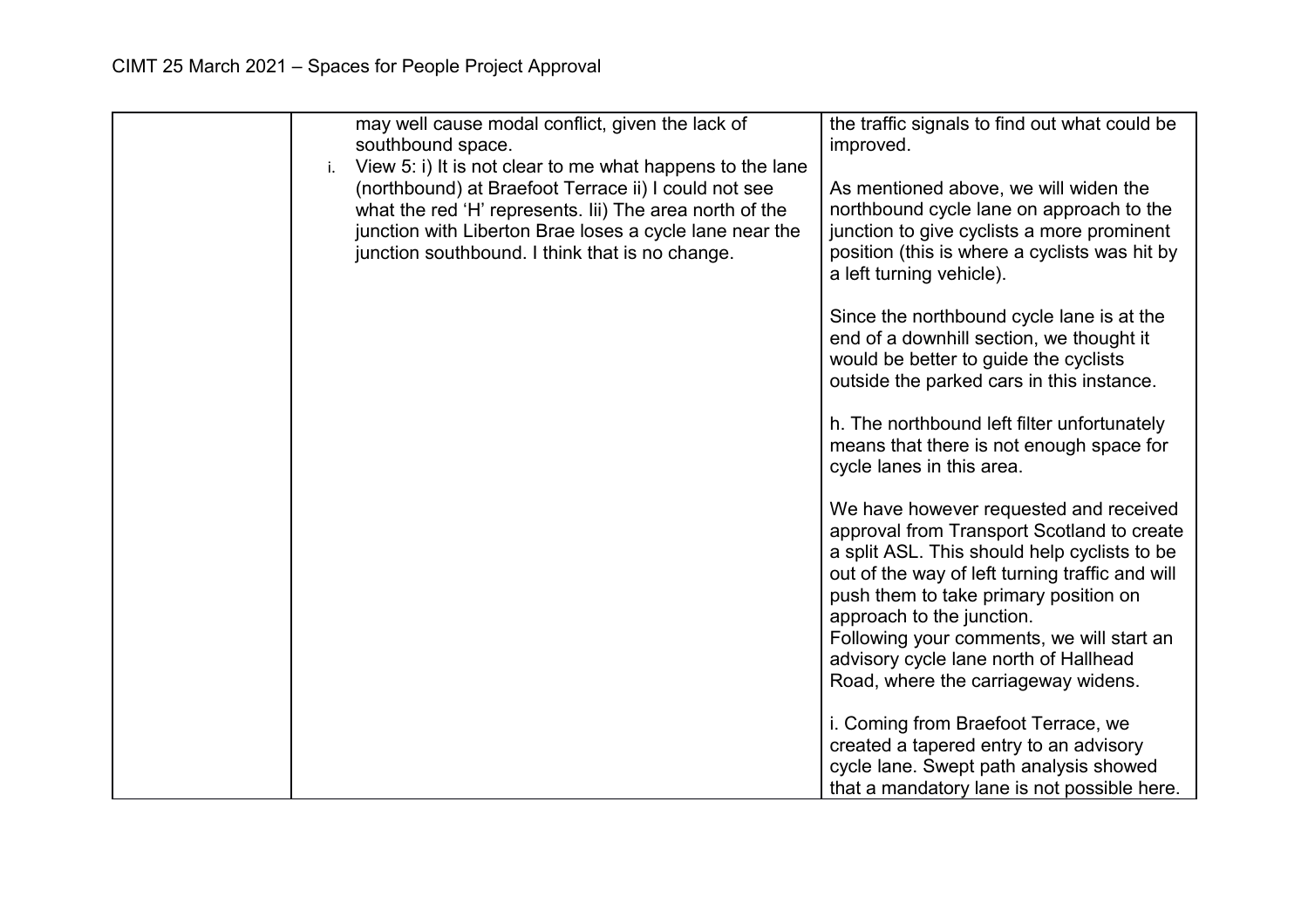| | | |
|---|---|---|
| | may well cause modal conflict, given the lack of southbound space.<br>i. View 5: i) It is not clear to me what happens to the lane (northbound) at Braefoot Terrace ii) I could not see what the red 'H' represents. Iii) The area north of the junction with Liberton Brae loses a cycle lane near the junction southbound. I think that is no change. | the traffic signals to find out what could be improved.<br><br>As mentioned above, we will widen the northbound cycle lane on approach to the junction to give cyclists a more prominent position (this is where a cyclists was hit by a left turning vehicle).<br><br>Since the northbound cycle lane is at the end of a downhill section, we thought it would be better to guide the cyclists outside the parked cars in this instance.<br><br>h. The northbound left filter unfortunately means that there is not enough space for cycle lanes in this area.<br><br>We have however requested and received approval from Transport Scotland to create a split ASL. This should help cyclists to be out of the way of left turning traffic and will push them to take primary position on approach to the junction.<br>Following your comments, we will start an advisory cycle lane north of Hallhead Road, where the carriageway widens.<br><br>i. Coming from Braefoot Terrace, we created a tapered entry to an advisory cycle lane. Swept path analysis showed that a mandatory lane is not possible here. |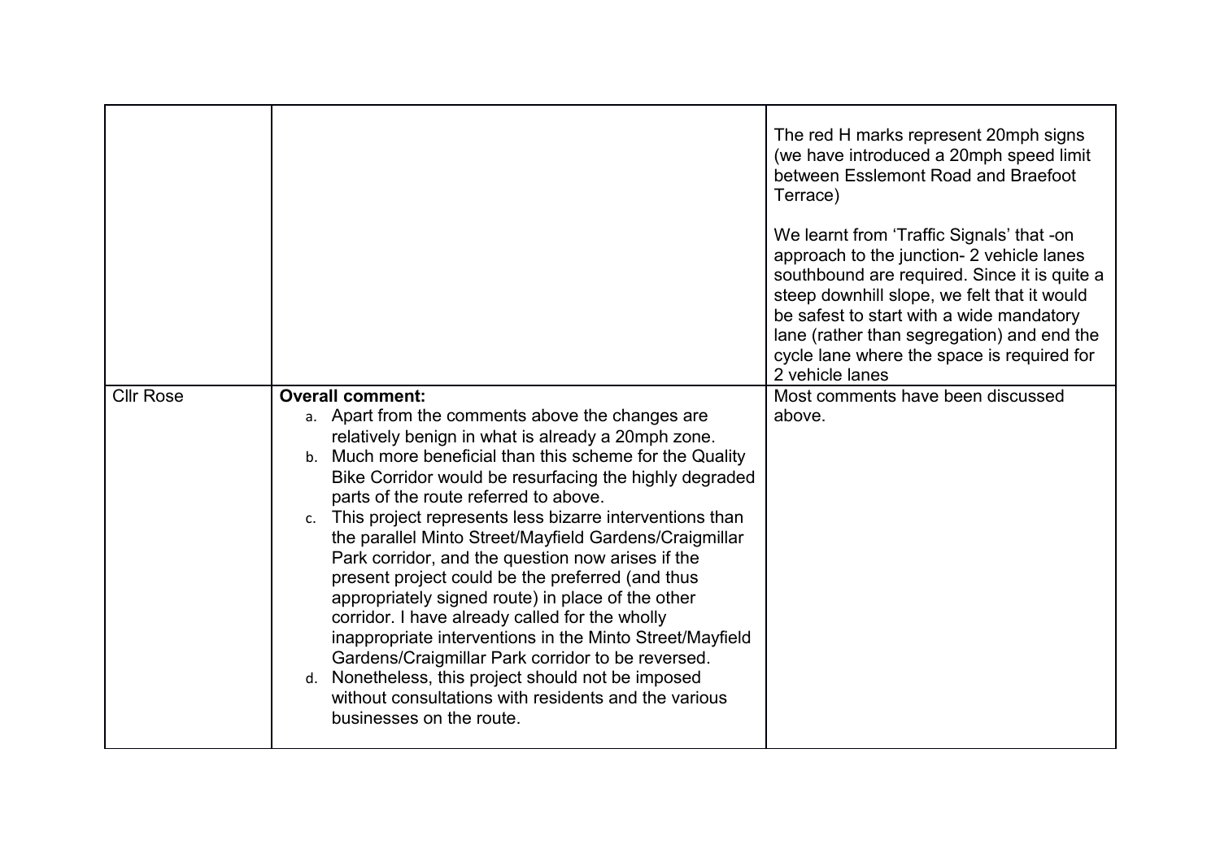| | | |
|---|---|---|
| | | The red H marks represent 20mph signs (we have introduced a 20mph speed limit between Esslemont Road and Braefoot Terrace)<br><br>We learnt from 'Traffic Signals' that -on approach to the junction- 2 vehicle lanes southbound are required. Since it is quite a steep downhill slope, we felt that it would be safest to start with a wide mandatory lane (rather than segregation) and end the cycle lane where the space is required for 2 vehicle lanes |
| Cllr Rose | **Overall comment:**<br>a. Apart from the comments above the changes are relatively benign in what is already a 20mph zone.<br>b. Much more beneficial than this scheme for the Quality Bike Corridor would be resurfacing the highly degraded parts of the route referred to above.<br>c. This project represents less bizarre interventions than the parallel Minto Street/Mayfield Gardens/Craigmillar Park corridor, and the question now arises if the present project could be the preferred (and thus appropriately signed route) in place of the other corridor. I have already called for the wholly inappropriate interventions in the Minto Street/Mayfield Gardens/Craigmillar Park corridor to be reversed.<br>d. Nonetheless, this project should not be imposed without consultations with residents and the various businesses on the route. | Most comments have been discussed above. |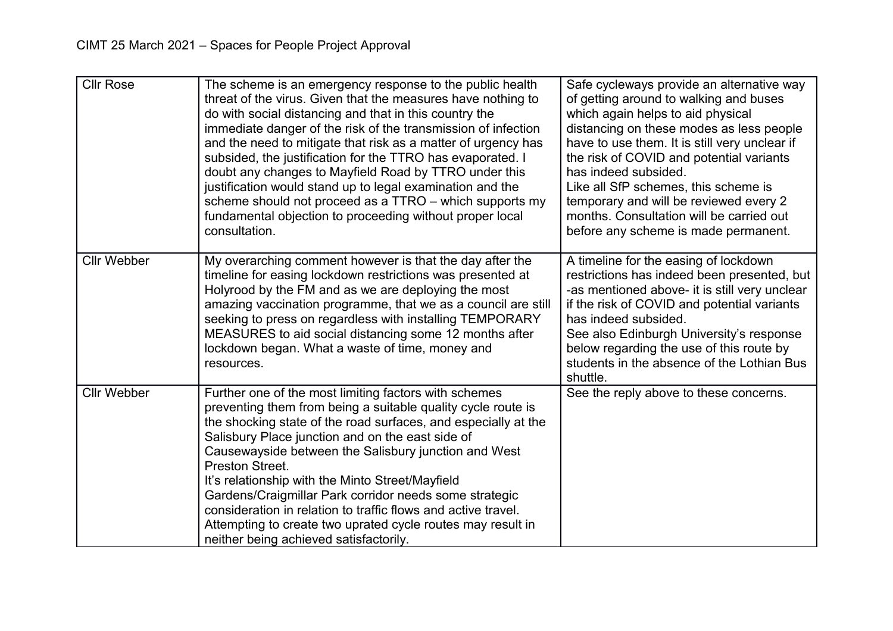CIMT 25 March 2021 – Spaces for People Project Approval

| | | |
|---|---|---|
| Cllr Rose | The scheme is an emergency response to the public health threat of the virus. Given that the measures have nothing to do with social distancing and that in this country the immediate danger of the risk of the transmission of infection and the need to mitigate that risk as a matter of urgency has subsided, the justification for the TTRO has evaporated. I doubt any changes to Mayfield Road by TTRO under this justification would stand up to legal examination and the scheme should not proceed as a TTRO – which supports my fundamental objection to proceeding without proper local consultation. | Safe cycleways provide an alternative way of getting around to walking and buses which again helps to aid physical distancing on these modes as less people have to use them. It is still very unclear if the risk of COVID and potential variants has indeed subsided.<br>Like all SfP schemes, this scheme is temporary and will be reviewed every 2 months. Consultation will be carried out before any scheme is made permanent. |
| Cllr Webber | My overarching comment however is that the day after the timeline for easing lockdown restrictions was presented at Holyrood by the FM and as we are deploying the most amazing vaccination programme, that we as a council are still seeking to press on regardless with installing TEMPORARY MEASURES to aid social distancing some 12 months after lockdown began. What a waste of time, money and resources. | A timeline for the easing of lockdown restrictions has indeed been presented, but -as mentioned above- it is still very unclear if the risk of COVID and potential variants has indeed subsided.<br>See also Edinburgh University's response below regarding the use of this route by students in the absence of the Lothian Bus shuttle. |
| Cllr Webber | Further one of the most limiting factors with schemes preventing them from being a suitable quality cycle route is the shocking state of the road surfaces, and especially at the Salisbury Place junction and on the east side of Causewayside between the Salisbury junction and West Preston Street.<br>It's relationship with the Minto Street/Mayfield Gardens/Craigmillar Park corridor needs some strategic consideration in relation to traffic flows and active travel. Attempting to create two uprated cycle routes may result in neither being achieved satisfactorily. | See the reply above to these concerns. |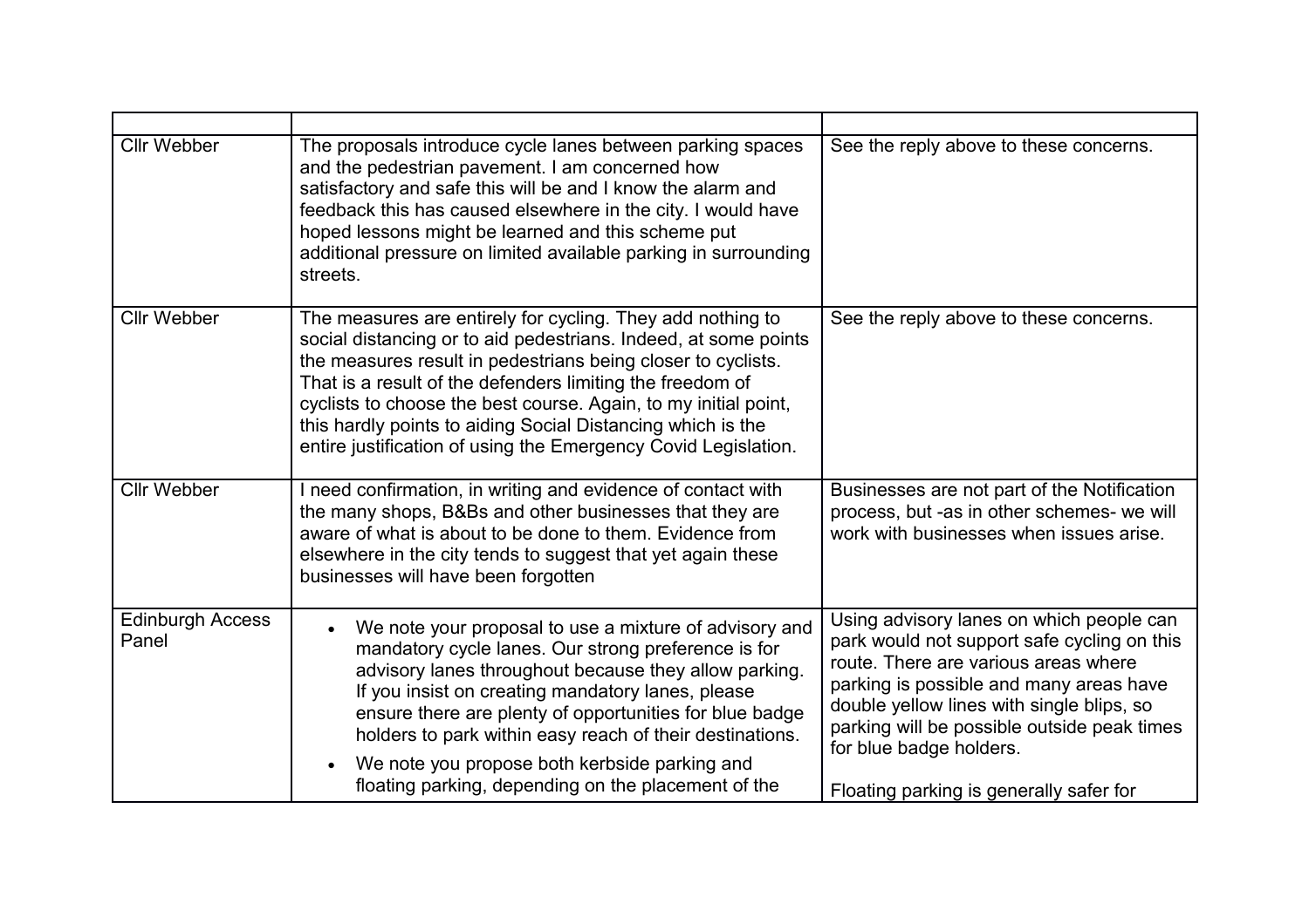| | | |
|---|---|---|
| Cllr Webber | The proposals introduce cycle lanes between parking spaces and the pedestrian pavement. I am concerned how satisfactory and safe this will be and I know the alarm and feedback this has caused elsewhere in the city. I would have hoped lessons might be learned and this scheme put additional pressure on limited available parking in surrounding streets. | See the reply above to these concerns. |
| Cllr Webber | The measures are entirely for cycling. They add nothing to social distancing or to aid pedestrians. Indeed, at some points the measures result in pedestrians being closer to cyclists. That is a result of the defenders limiting the freedom of cyclists to choose the best course. Again, to my initial point, this hardly points to aiding Social Distancing which is the entire justification of using the Emergency Covid Legislation. | See the reply above to these concerns. |
| Cllr Webber | I need confirmation, in writing and evidence of contact with the many shops, B&Bs and other businesses that they are aware of what is about to be done to them. Evidence from elsewhere in the city tends to suggest that yet again these businesses will have been forgotten | Businesses are not part of the Notification process, but -as in other schemes- we will work with businesses when issues arise. |
| Edinburgh Access Panel | • We note your proposal to use a mixture of advisory and mandatory cycle lanes. Our strong preference is for advisory lanes throughout because they allow parking. If you insist on creating mandatory lanes, please ensure there are plenty of opportunities for blue badge holders to park within easy reach of their destinations.<br>• We note you propose both kerbside parking and floating parking, depending on the placement of the | Using advisory lanes on which people can park would not support safe cycling on this route. There are various areas where parking is possible and many areas have double yellow lines with single blips, so parking will be possible outside peak times for blue badge holders.<br><br>Floating parking is generally safer for |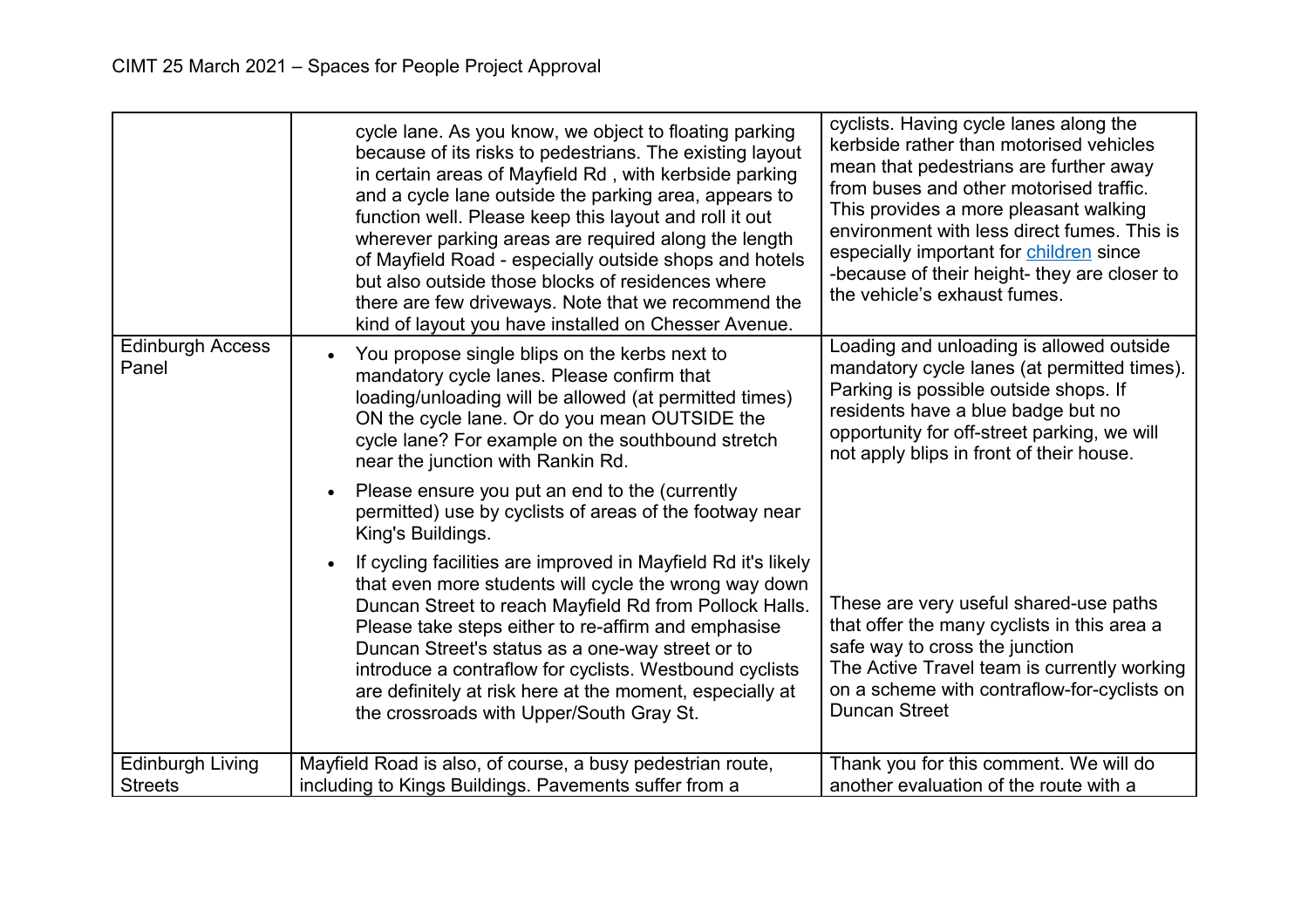| | | |
|---|---|---|
| | cycle lane. As you know, we object to floating parking because of its risks to pedestrians. The existing layout in certain areas of Mayfield Rd , with kerbside parking and a cycle lane outside the parking area, appears to function well. Please keep this layout and roll it out wherever parking areas are required along the length of Mayfield Road - especially outside shops and hotels but also outside those blocks of residences where there are few driveways. Note that we recommend the kind of layout you have installed on Chesser Avenue. | cyclists. Having cycle lanes along the kerbside rather than motorised vehicles mean that pedestrians are further away from buses and other motorised traffic. This provides a more pleasant walking environment with less direct fumes. This is especially important for children since -because of their height- they are closer to the vehicle's exhaust fumes. |
| Edinburgh Access Panel | <ul><li>You propose single blips on the kerbs next to mandatory cycle lanes. Please confirm that loading/unloading will be allowed (at permitted times) ON the cycle lane. Or do you mean OUTSIDE the cycle lane? For example on the southbound stretch near the junction with Rankin Rd.</li><li>Please ensure you put an end to the (currently permitted) use by cyclists of areas of the footway near King's Buildings.</li><li>If cycling facilities are improved in Mayfield Rd it's likely that even more students will cycle the wrong way down Duncan Street to reach Mayfield Rd from Pollock Halls. Please take steps either to re-affirm and emphasise Duncan Street's status as a one-way street or to introduce a contraflow for cyclists. Westbound cyclists are definitely at risk here at the moment, especially at the crossroads with Upper/South Gray St.</li></ul> | Loading and unloading is allowed outside mandatory cycle lanes (at permitted times). Parking is possible outside shops. If residents have a blue badge but no opportunity for off-street parking, we will not apply blips in front of their house.<br><br>These are very useful shared-use paths that offer the many cyclists in this area a safe way to cross the junction<br>The Active Travel team is currently working on a scheme with contraflow-for-cyclists on Duncan Street |
| Edinburgh Living Streets | Mayfield Road is also, of course, a busy pedestrian route, including to Kings Buildings. Pavements suffer from a | Thank you for this comment. We will do another evaluation of the route with a |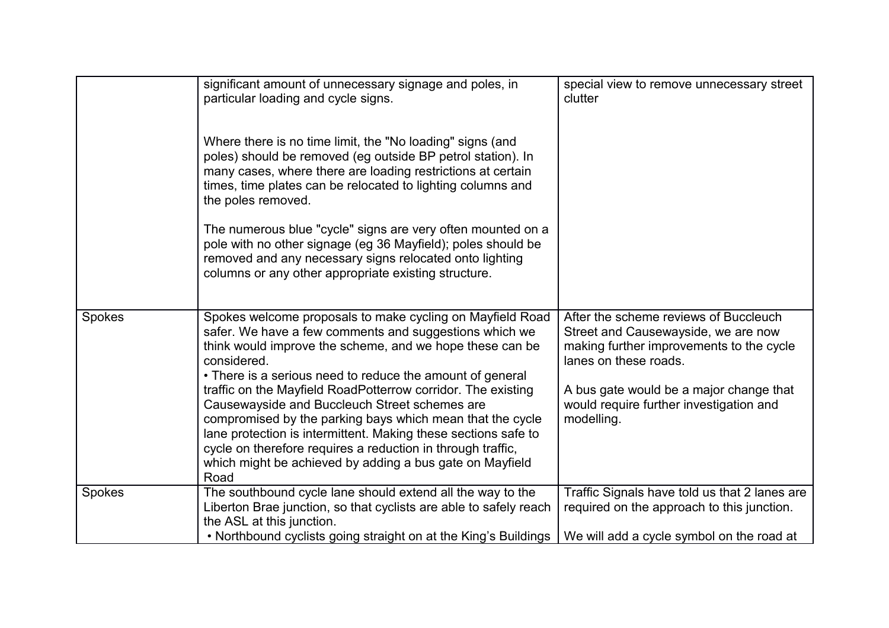| | | |
|---|---|---|
| | significant amount of unnecessary signage and poles, in particular loading and cycle signs.<br><br>Where there is no time limit, the "No loading" signs (and poles) should be removed (eg outside BP petrol station). In many cases, where there are loading restrictions at certain times, time plates can be relocated to lighting columns and the poles removed.<br><br>The numerous blue "cycle" signs are very often mounted on a pole with no other signage (eg 36 Mayfield); poles should be removed and any necessary signs relocated onto lighting columns or any other appropriate existing structure. | special view to remove unnecessary street clutter |
| Spokes | Spokes welcome proposals to make cycling on Mayfield Road safer. We have a few comments and suggestions which we think would improve the scheme, and we hope these can be considered.<br>• There is a serious need to reduce the amount of general traffic on the Mayfield RoadPotterrow corridor. The existing Causewayside and Buccleuch Street schemes are compromised by the parking bays which mean that the cycle lane protection is intermittent. Making these sections safe to cycle on therefore requires a reduction in through traffic, which might be achieved by adding a bus gate on Mayfield Road | After the scheme reviews of Buccleuch Street and Causewayside, we are now making further improvements to the cycle lanes on these roads.<br><br>A bus gate would be a major change that would require further investigation and modelling. |
| Spokes | The southbound cycle lane should extend all the way to the Liberton Brae junction, so that cyclists are able to safely reach the ASL at this junction.<br>• Northbound cyclists going straight on at the King's Buildings | Traffic Signals have told us that 2 lanes are required on the approach to this junction.<br><br>We will add a cycle symbol on the road at |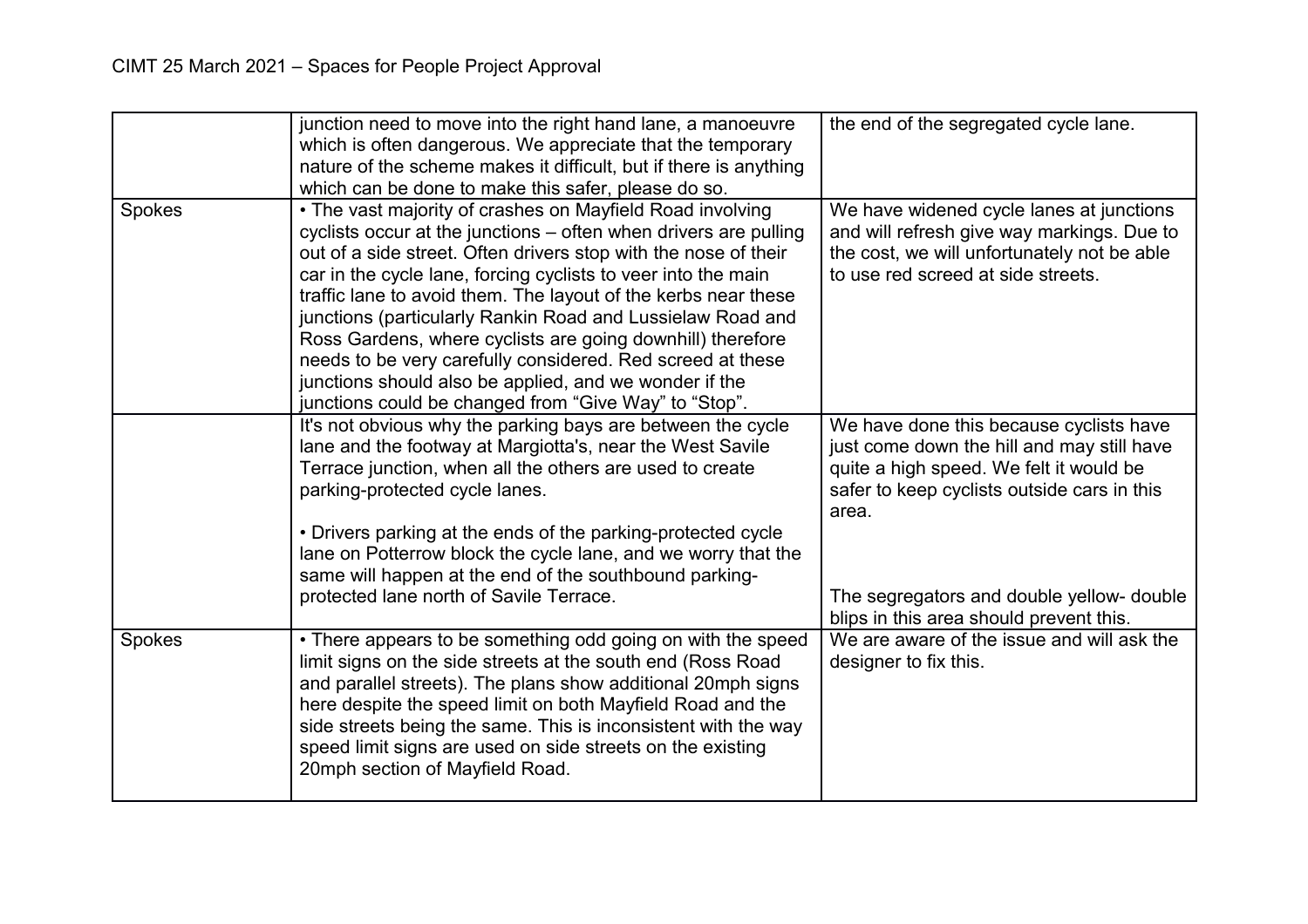| | | |
|---|---|---|
| | junction need to move into the right hand lane, a manoeuvre which is often dangerous. We appreciate that the temporary nature of the scheme makes it difficult, but if there is anything which can be done to make this safer, please do so. | the end of the segregated cycle lane. |
| Spokes | • The vast majority of crashes on Mayfield Road involving cyclists occur at the junctions – often when drivers are pulling out of a side street. Often drivers stop with the nose of their car in the cycle lane, forcing cyclists to veer into the main traffic lane to avoid them. The layout of the kerbs near these junctions (particularly Rankin Road and Lussielaw Road and Ross Gardens, where cyclists are going downhill) therefore needs to be very carefully considered. Red screed at these junctions should also be applied, and we wonder if the junctions could be changed from "Give Way" to "Stop". | We have widened cycle lanes at junctions and will refresh give way markings. Due to the cost, we will unfortunately not be able to use red screed at side streets. |
| | It's not obvious why the parking bays are between the cycle lane and the footway at Margiotta's, near the West Savile Terrace junction, when all the others are used to create parking-protected cycle lanes.<br><br>• Drivers parking at the ends of the parking-protected cycle lane on Potterrow block the cycle lane, and we worry that the same will happen at the end of the southbound parking-protected lane north of Savile Terrace. | We have done this because cyclists have just come down the hill and may still have quite a high speed. We felt it would be safer to keep cyclists outside cars in this area.<br><br>The segregators and double yellow- double blips in this area should prevent this. |
| Spokes | • There appears to be something odd going on with the speed limit signs on the side streets at the south end (Ross Road and parallel streets). The plans show additional 20mph signs here despite the speed limit on both Mayfield Road and the side streets being the same. This is inconsistent with the way speed limit signs are used on side streets on the existing 20mph section of Mayfield Road. | We are aware of the issue and will ask the designer to fix this. |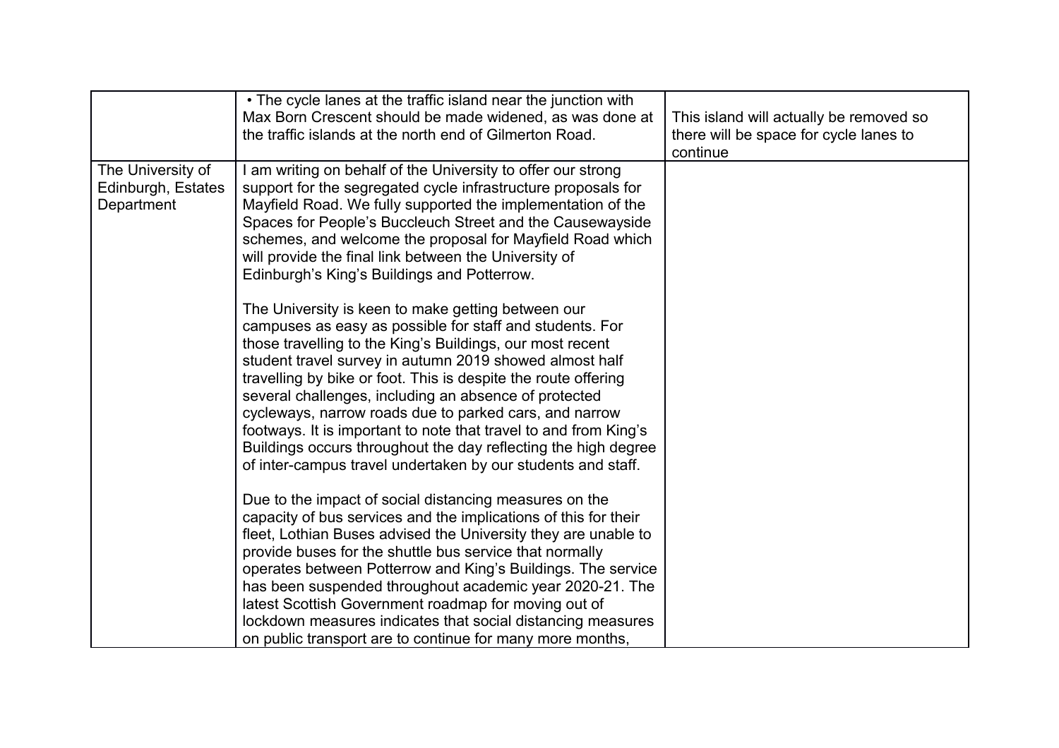| | | |
|---|---|---|
| | • The cycle lanes at the traffic island near the junction with Max Born Crescent should be made widened, as was done at the traffic islands at the north end of Gilmerton Road. | This island will actually be removed so there will be space for cycle lanes to continue |
| The University of Edinburgh, Estates Department | I am writing on behalf of the University to offer our strong support for the segregated cycle infrastructure proposals for Mayfield Road. We fully supported the implementation of the Spaces for People's Buccleuch Street and the Causewayside schemes, and welcome the proposal for Mayfield Road which will provide the final link between the University of Edinburgh's King's Buildings and Potterrow.<br><br>The University is keen to make getting between our campuses as easy as possible for staff and students. For those travelling to the King's Buildings, our most recent student travel survey in autumn 2019 showed almost half travelling by bike or foot. This is despite the route offering several challenges, including an absence of protected cycleways, narrow roads due to parked cars, and narrow footways. It is important to note that travel to and from King's Buildings occurs throughout the day reflecting the high degree of inter-campus travel undertaken by our students and staff.<br><br>Due to the impact of social distancing measures on the capacity of bus services and the implications of this for their fleet, Lothian Buses advised the University they are unable to provide buses for the shuttle bus service that normally operates between Potterrow and King's Buildings. The service has been suspended throughout academic year 2020-21. The latest Scottish Government roadmap for moving out of lockdown measures indicates that social distancing measures on public transport are to continue for many more months, | |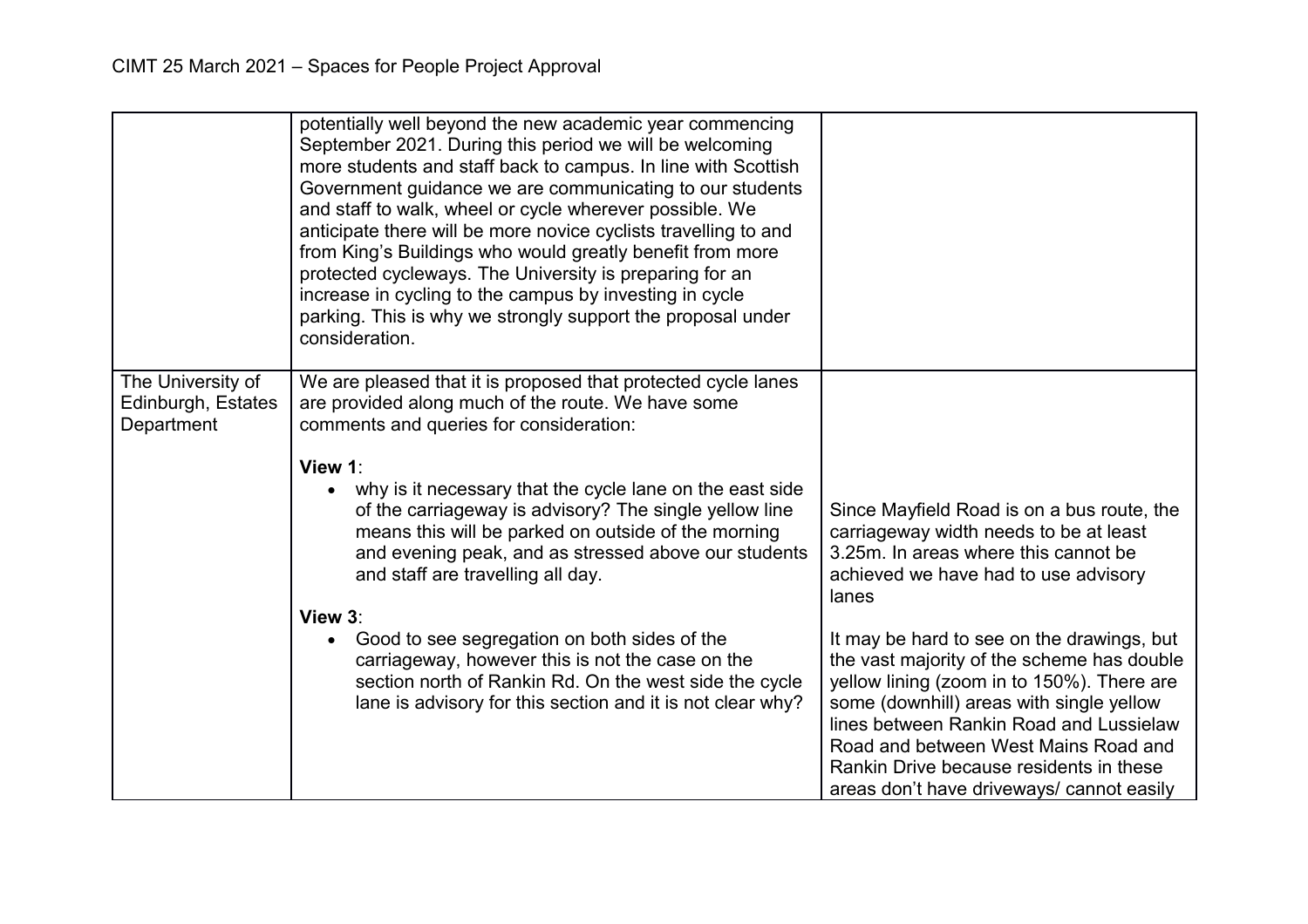CIMT 25 March 2021 – Spaces for People Project Approval

| | | |
|---|---|---|
| | potentially well beyond the new academic year commencing September 2021. During this period we will be welcoming more students and staff back to campus. In line with Scottish Government guidance we are communicating to our students and staff to walk, wheel or cycle wherever possible. We anticipate there will be more novice cyclists travelling to and from King's Buildings who would greatly benefit from more protected cycleways. The University is preparing for an increase in cycling to the campus by investing in cycle parking. This is why we strongly support the proposal under consideration. | |
| The University of Edinburgh, Estates Department | We are pleased that it is proposed that protected cycle lanes are provided along much of the route. We have some comments and queries for consideration:<br><br>**View 1**:<br>• why is it necessary that the cycle lane on the east side of the carriageway is advisory? The single yellow line means this will be parked on outside of the morning and evening peak, and as stressed above our students and staff are travelling all day.<br><br>**View 3**:<br>• Good to see segregation on both sides of the carriageway, however this is not the case on the section north of Rankin Rd. On the west side the cycle lane is advisory for this section and it is not clear why? | Since Mayfield Road is on a bus route, the carriageway width needs to be at least 3.25m. In areas where this cannot be achieved we have had to use advisory lanes<br><br>It may be hard to see on the drawings, but the vast majority of the scheme has double yellow lining (zoom in to 150%). There are some (downhill) areas with single yellow lines between Rankin Road and Lussielaw Road and between West Mains Road and Rankin Drive because residents in these areas don't have driveways/ cannot easily |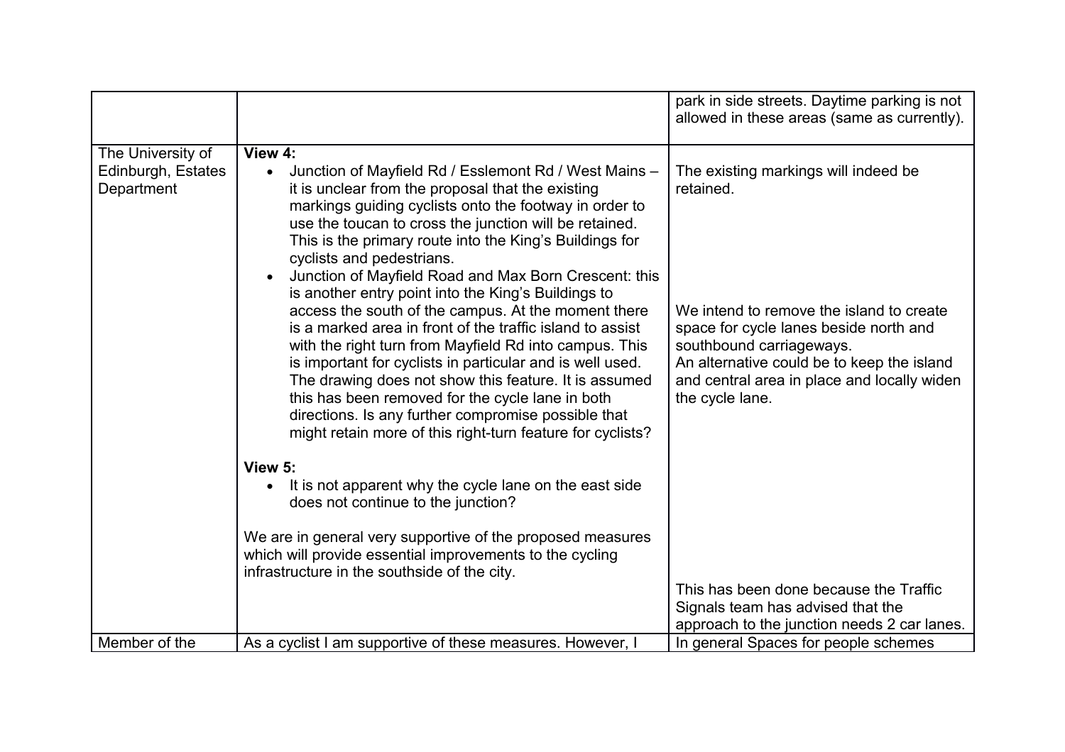| | | |
|---|---|---|
| | | park in side streets. Daytime parking is not allowed in these areas (same as currently). |
| The University of Edinburgh, Estates Department | **View 4:**<br>• Junction of Mayfield Rd / Esslemont Rd / West Mains – it is unclear from the proposal that the existing markings guiding cyclists onto the footway in order to use the toucan to cross the junction will be retained. This is the primary route into the King's Buildings for cyclists and pedestrians.<br>• Junction of Mayfield Road and Max Born Crescent: this is another entry point into the King's Buildings to access the south of the campus. At the moment there is a marked area in front of the traffic island to assist with the right turn from Mayfield Rd into campus. This is important for cyclists in particular and is well used. The drawing does not show this feature. It is assumed this has been removed for the cycle lane in both directions. Is any further compromise possible that might retain more of this right-turn feature for cyclists?<br><br>**View 5:**<br>• It is not apparent why the cycle lane on the east side does not continue to the junction?<br><br>We are in general very supportive of the proposed measures which will provide essential improvements to the cycling infrastructure in the southside of the city. | The existing markings will indeed be retained.<br><br>We intend to remove the island to create space for cycle lanes beside north and southbound carriageways.<br>An alternative could be to keep the island and central area in place and locally widen the cycle lane.<br><br>This has been done because the Traffic Signals team has advised that the approach to the junction needs 2 car lanes. |
| Member of the | As a cyclist I am supportive of these measures. However, I | In general Spaces for people schemes |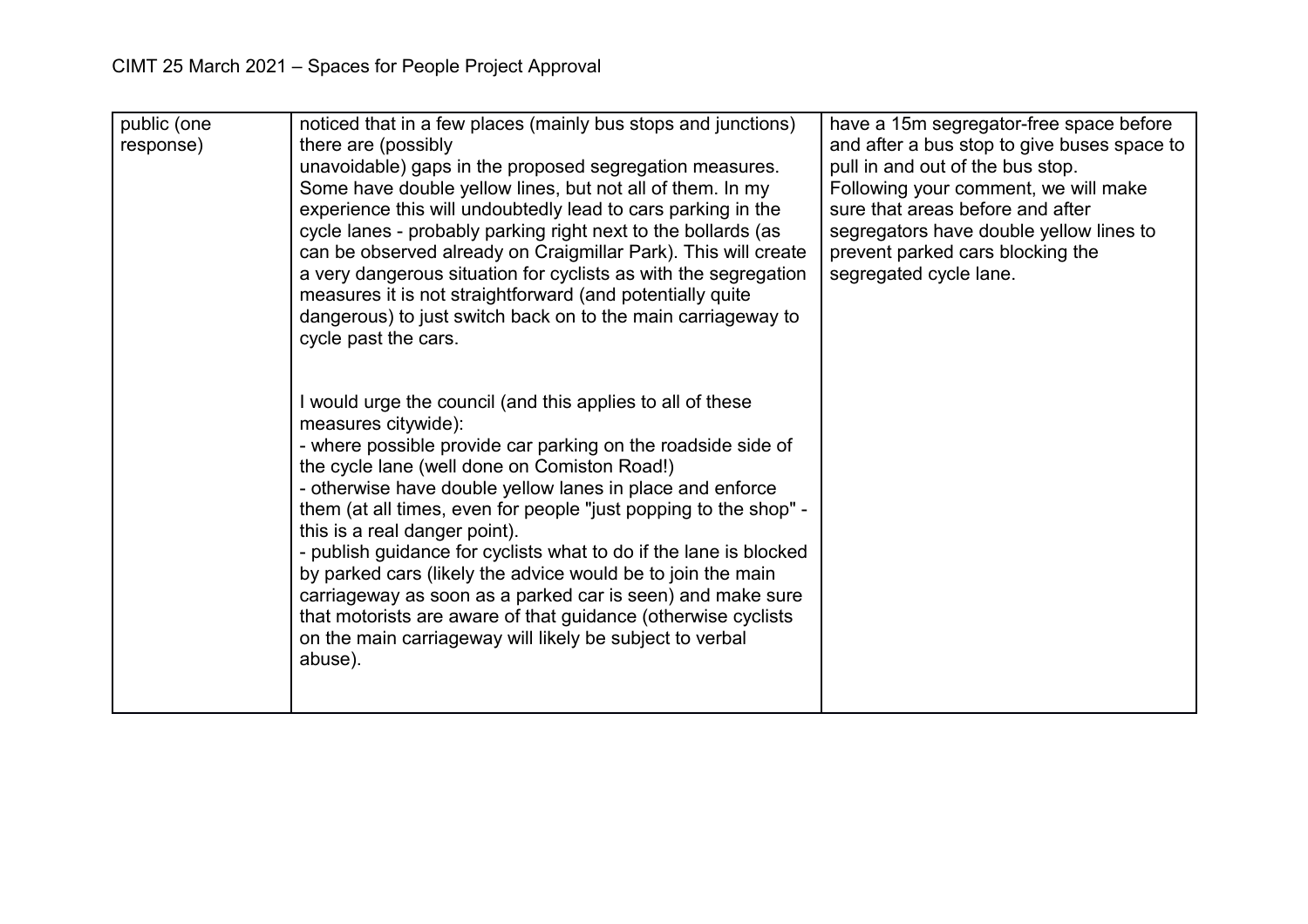| | | |
|---|---|---|
| public (one response) | noticed that in a few places (mainly bus stops and junctions) there are (possibly unavoidable) gaps in the proposed segregation measures. Some have double yellow lines, but not all of them. In my experience this will undoubtedly lead to cars parking in the cycle lanes - probably parking right next to the bollards (as can be observed already on Craigmillar Park). This will create a very dangerous situation for cyclists as with the segregation measures it is not straightforward (and potentially quite dangerous) to just switch back on to the main carriageway to cycle past the cars.<br><br>I would urge the council (and this applies to all of these measures citywide):<br>- where possible provide car parking on the roadside side of the cycle lane (well done on Comiston Road!)<br>- otherwise have double yellow lanes in place and enforce them (at all times, even for people "just popping to the shop" - this is a real danger point).<br>- publish guidance for cyclists what to do if the lane is blocked by parked cars (likely the advice would be to join the main carriageway as soon as a parked car is seen) and make sure that motorists are aware of that guidance (otherwise cyclists on the main carriageway will likely be subject to verbal abuse). | have a 15m segregator-free space before and after a bus stop to give buses space to pull in and out of the bus stop.<br>Following your comment, we will make sure that areas before and after segregators have double yellow lines to prevent parked cars blocking the segregated cycle lane. |